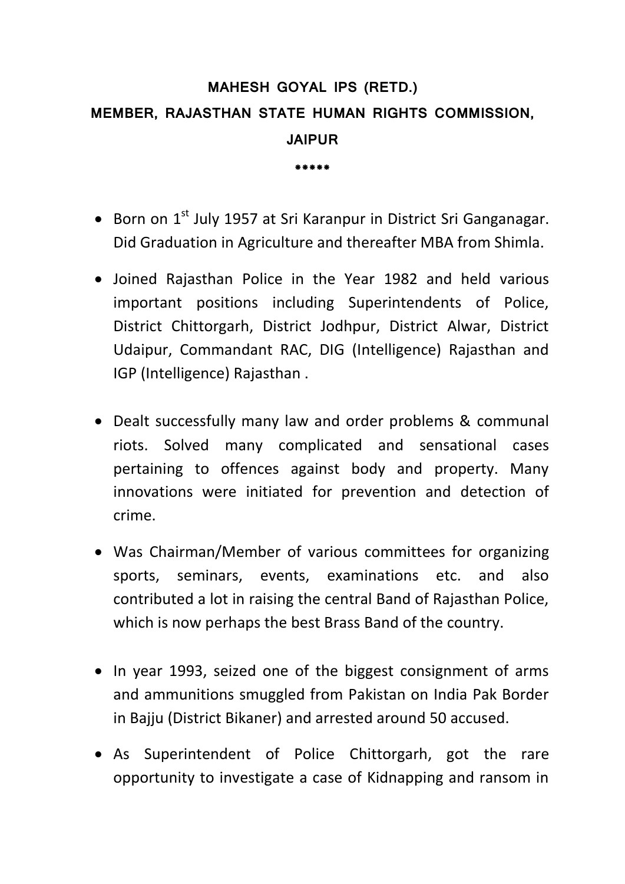# MAHESH GOYAL IPS (RETD.)
## MEMBER, RAJASTHAN STATE HUMAN RIGHTS COMMISSION, JAIPUR

*****

- Born on 1st July 1957 at Sri Karanpur in District Sri Ganganagar. Did Graduation in Agriculture and thereafter MBA from Shimla.

- Joined Rajasthan Police in the Year 1982 and held various important positions including Superintendents of Police, District Chittorgarh, District Jodhpur, District Alwar, District Udaipur, Commandant RAC, DIG (Intelligence) Rajasthan and IGP (Intelligence) Rajasthan .

- Dealt successfully many law and order problems & communal riots. Solved many complicated and sensational cases pertaining to offences against body and property. Many innovations were initiated for prevention and detection of crime.

- Was Chairman/Member of various committees for organizing sports, seminars, events, examinations etc. and also contributed a lot in raising the central Band of Rajasthan Police, which is now perhaps the best Brass Band of the country.

- In year 1993, seized one of the biggest consignment of arms and ammunitions smuggled from Pakistan on India Pak Border in Bajju (District Bikaner) and arrested around 50 accused.

- As Superintendent of Police Chittorgarh, got the rare opportunity to investigate a case of Kidnapping and ransom in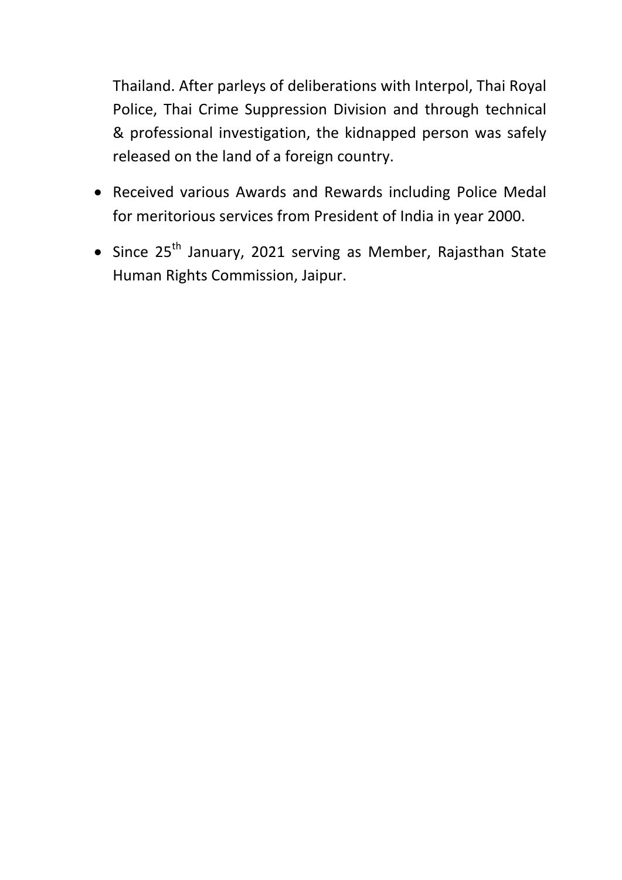Thailand. After parleys of deliberations with Interpol, Thai Royal Police, Thai Crime Suppression Division and through technical & professional investigation, the kidnapped person was safely released on the land of a foreign country.

- Received various Awards and Rewards including Police Medal for meritorious services from President of India in year 2000.
- Since 25th January, 2021 serving as Member, Rajasthan State Human Rights Commission, Jaipur.